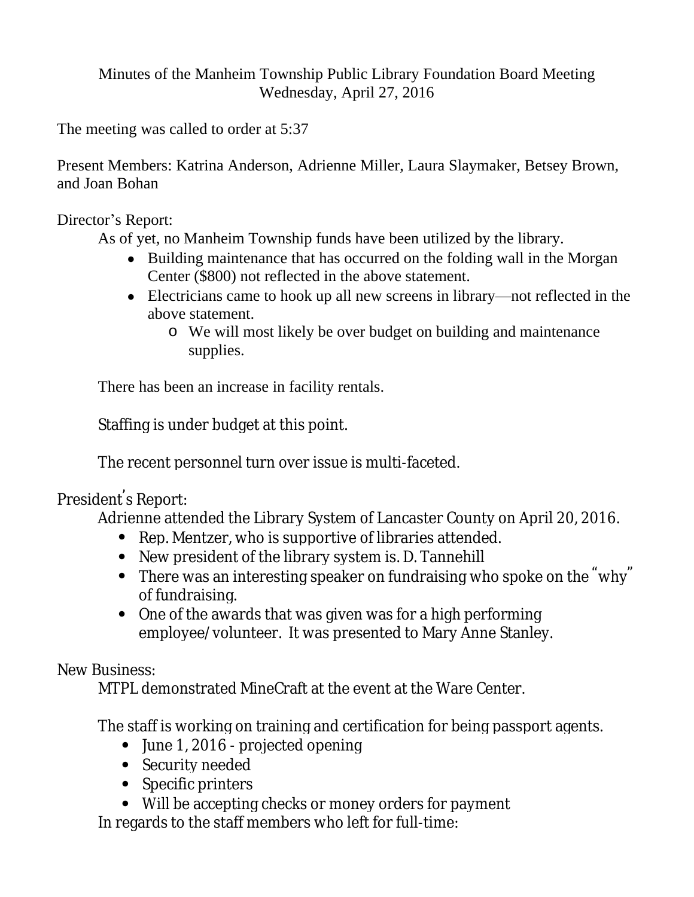Minutes of the Manheim Township Public Library Foundation Board Meeting
Wednesday, April 27, 2016

The meeting was called to order at 5:37

Present Members: Katrina Anderson, Adrienne Miller, Laura Slaymaker, Betsey Brown, and Joan Bohan

Director's Report:

As of yet, no Manheim Township funds have been utilized by the library.

- Building maintenance that has occurred on the folding wall in the Morgan Center ($800) not reflected in the above statement.
- Electricians came to hook up all new screens in library—not reflected in the above statement.
  - We will most likely be over budget on building and maintenance supplies.

There has been an increase in facility rentals.

Staffing is under budget at this point.

The recent personnel turn over issue is multi-faceted.

President's Report:

Adrienne attended the Library System of Lancaster County on April 20, 2016.

- Rep. Mentzer, who is supportive of libraries attended.
- New president of the library system is. D. Tannehill
- There was an interesting speaker on fundraising who spoke on the "why" of fundraising.
- One of the awards that was given was for a high performing employee/volunteer. It was presented to Mary Anne Stanley.

New Business:

MTPL demonstrated MineCraft at the event at the Ware Center.

The staff is working on training and certification for being passport agents.

- June 1, 2016 - projected opening
- Security needed
- Specific printers
- Will be accepting checks or money orders for payment

In regards to the staff members who left for full-time: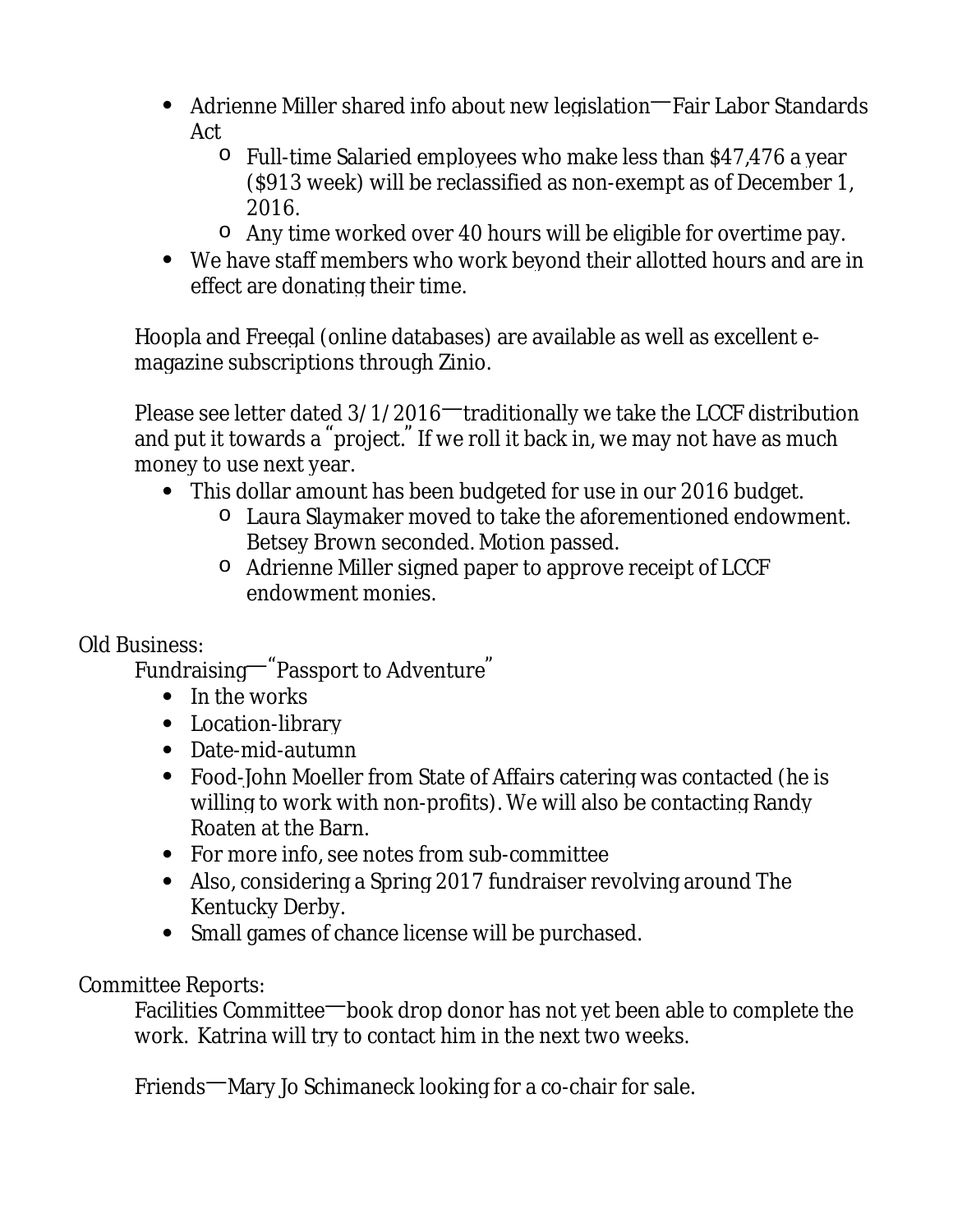- Adrienne Miller shared info about new legislation—Fair Labor Standards Act
  - Full-time Salaried employees who make less than $47,476 a year ($913 week) will be reclassified as non-exempt as of December 1, 2016.
  - Any time worked over 40 hours will be eligible for overtime pay.
- We have staff members who work beyond their allotted hours and are in effect are donating their time.

Hoopla and Freegal (online databases) are available as well as excellent e-magazine subscriptions through Zinio.

Please see letter dated 3/1/2016—traditionally we take the LCCF distribution and put it towards a "project." If we roll it back in, we may not have as much money to use next year.

- This dollar amount has been budgeted for use in our 2016 budget.
  - Laura Slaymaker moved to take the aforementioned endowment. Betsey Brown seconded. Motion passed.
  - Adrienne Miller signed paper to approve receipt of LCCF endowment monies.

Old Business:

Fundraising—"Passport to Adventure"

- In the works
- Location-library
- Date-mid-autumn
- Food-John Moeller from State of Affairs catering was contacted (he is willing to work with non-profits). We will also be contacting Randy Roaten at the Barn.
- For more info, see notes from sub-committee
- Also, considering a Spring 2017 fundraiser revolving around The Kentucky Derby.
- Small games of chance license will be purchased.

Committee Reports:

Facilities Committee—book drop donor has not yet been able to complete the work. Katrina will try to contact him in the next two weeks.

Friends—Mary Jo Schimaneck looking for a co-chair for sale.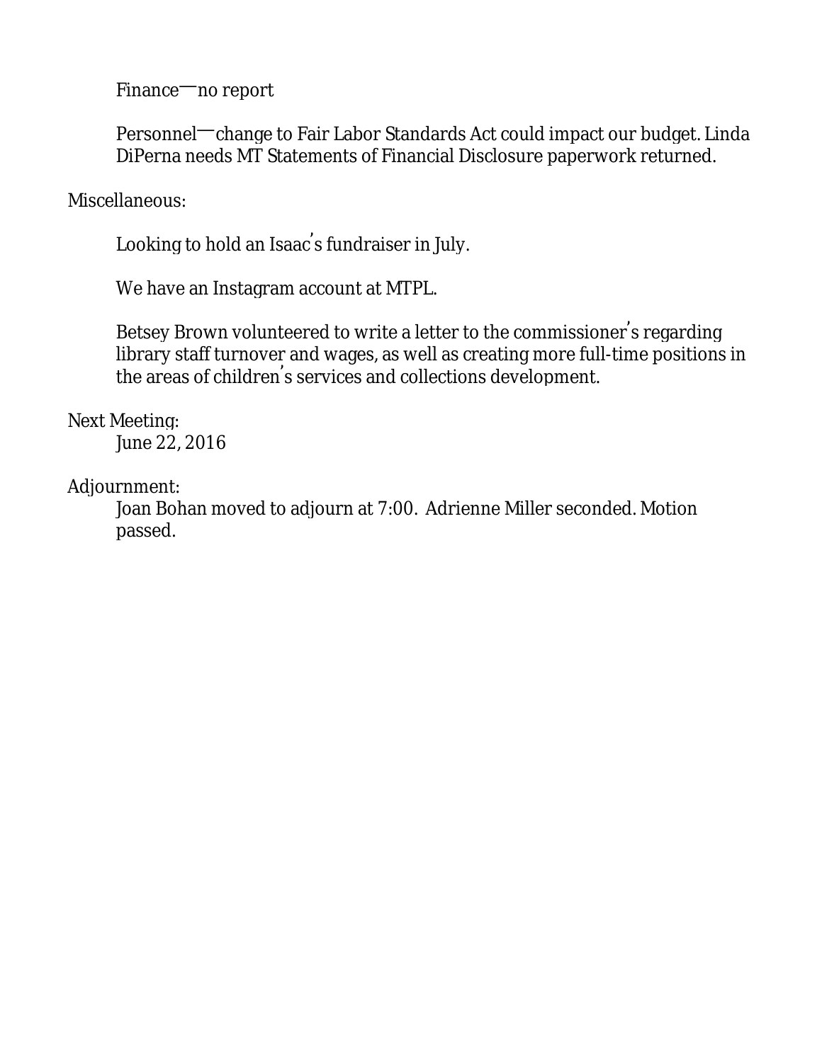Finance—no report

Personnel—change to Fair Labor Standards Act could impact our budget. Linda DiPerna needs MT Statements of Financial Disclosure paperwork returned.

Miscellaneous:

Looking to hold an Isaac's fundraiser in July.

We have an Instagram account at MTPL.

Betsey Brown volunteered to write a letter to the commissioner's regarding library staff turnover and wages, as well as creating more full-time positions in the areas of children's services and collections development.

Next Meeting:

June 22, 2016

Adjournment:

Joan Bohan moved to adjourn at 7:00. Adrienne Miller seconded. Motion passed.